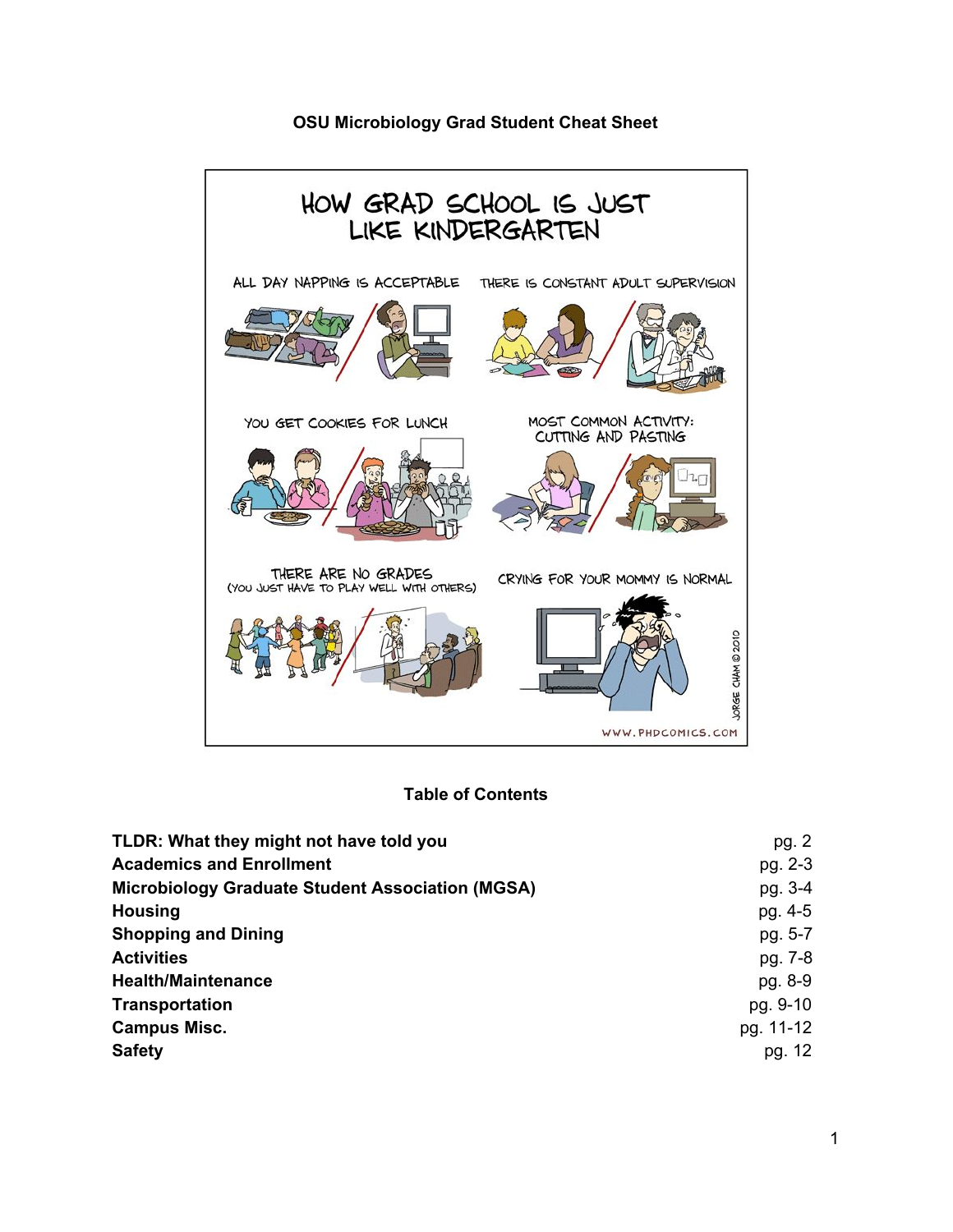# OSU Microbiology Grad Student Cheat Sheet

## Table of Contents

| | |
|---|---|
| **TLDR: What they might not have told you** | pg. 2 |
| **Academics and Enrollment** | pg. 2-3 |
| **Microbiology Graduate Student Association (MGSA)** | pg. 3-4 |
| **Housing** | pg. 4-5 |
| **Shopping and Dining** | pg. 5-7 |
| **Activities** | pg. 7-8 |
| **Health/Maintenance** | pg. 8-9 |
| **Transportation** | pg. 9-10 |
| **Campus Misc.** | pg. 11-12 |
| **Safety** | pg. 12 |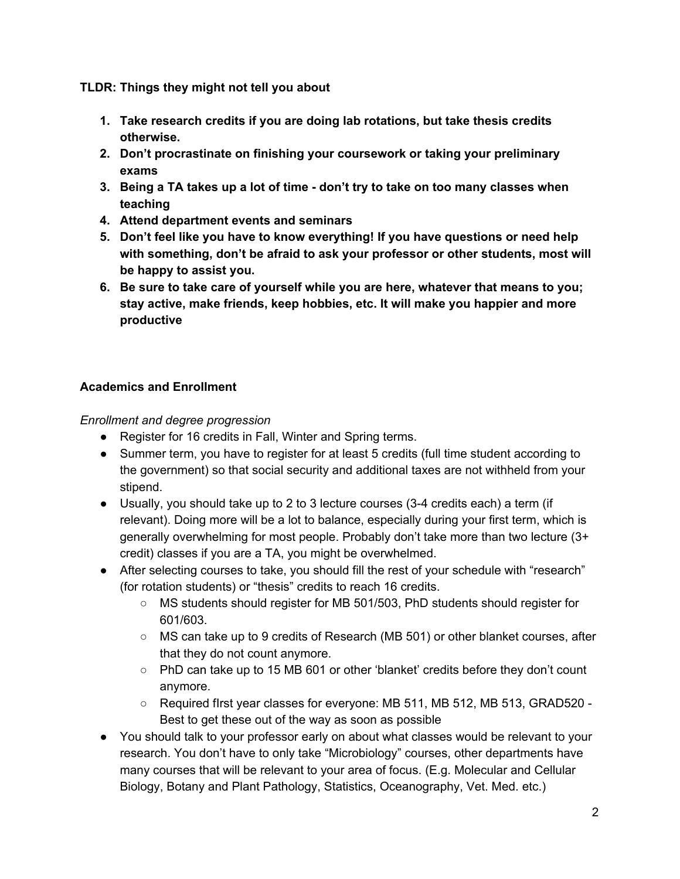**TLDR: Things they might not tell you about**

1. **Take research credits if you are doing lab rotations, but take thesis credits otherwise.**
2. **Don't procrastinate on finishing your coursework or taking your preliminary exams**
3. **Being a TA takes up a lot of time - don't try to take on too many classes when teaching**
4. **Attend department events and seminars**
5. **Don't feel like you have to know everything! If you have questions or need help with something, don't be afraid to ask your professor or other students, most will be happy to assist you.**
6. **Be sure to take care of yourself while you are here, whatever that means to you; stay active, make friends, keep hobbies, etc. It will make you happier and more productive**

## Academics and Enrollment

*Enrollment and degree progression*

- Register for 16 credits in Fall, Winter and Spring terms.
- Summer term, you have to register for at least 5 credits (full time student according to the government) so that social security and additional taxes are not withheld from your stipend.
- Usually, you should take up to 2 to 3 lecture courses (3-4 credits each) a term (if relevant). Doing more will be a lot to balance, especially during your first term, which is generally overwhelming for most people. Probably don't take more than two lecture (3+ credit) classes if you are a TA, you might be overwhelmed.
- After selecting courses to take, you should fill the rest of your schedule with "research" (for rotation students) or "thesis" credits to reach 16 credits.
  - MS students should register for MB 501/503, PhD students should register for 601/603.
  - MS can take up to 9 credits of Research (MB 501) or other blanket courses, after that they do not count anymore.
  - PhD can take up to 15 MB 601 or other 'blanket' credits before they don't count anymore.
  - Required fIrst year classes for everyone: MB 511, MB 512, MB 513, GRAD520 - Best to get these out of the way as soon as possible
- You should talk to your professor early on about what classes would be relevant to your research. You don't have to only take "Microbiology" courses, other departments have many courses that will be relevant to your area of focus. (E.g. Molecular and Cellular Biology, Botany and Plant Pathology, Statistics, Oceanography, Vet. Med. etc.)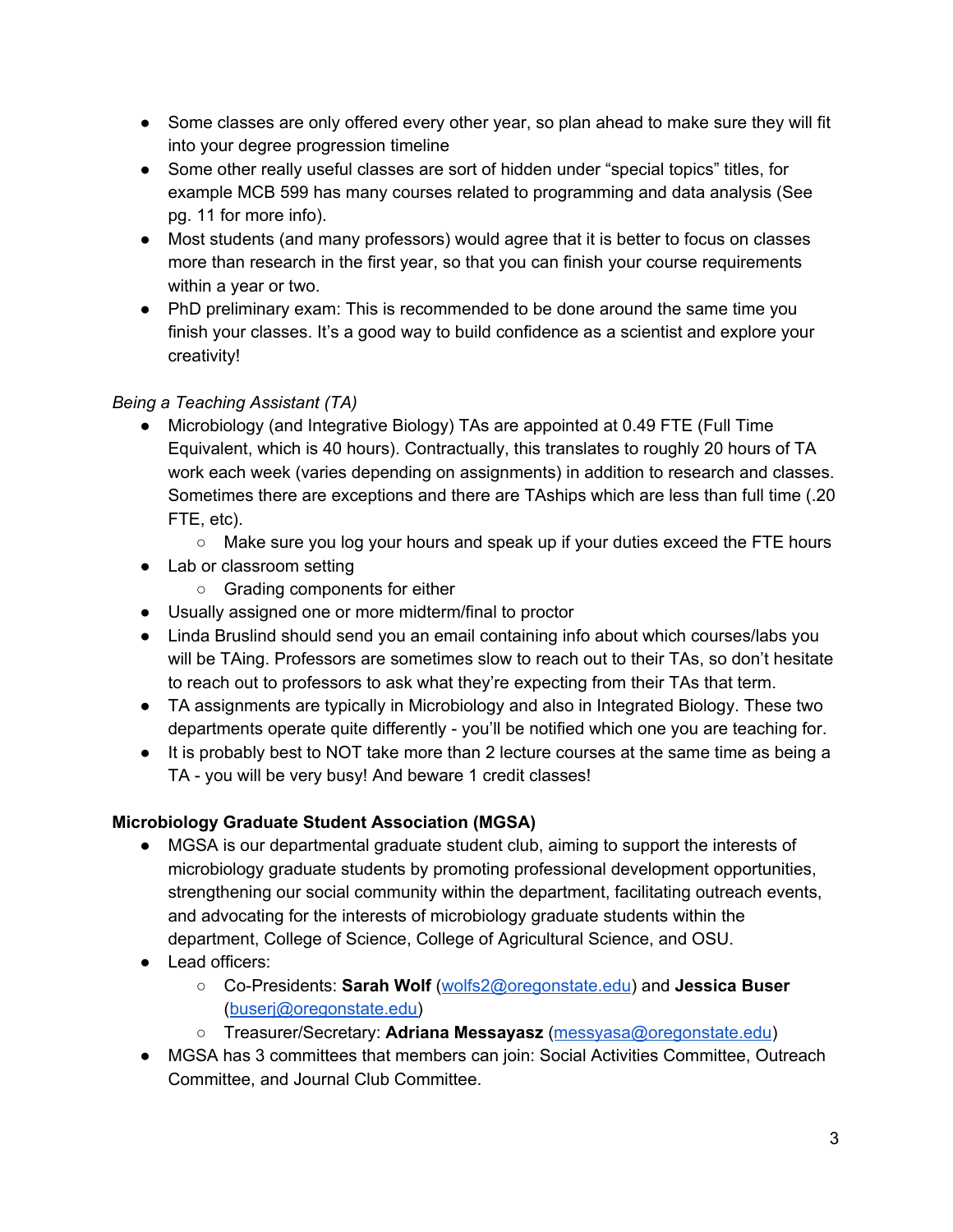- Some classes are only offered every other year, so plan ahead to make sure they will fit into your degree progression timeline
- Some other really useful classes are sort of hidden under "special topics" titles, for example MCB 599 has many courses related to programming and data analysis (See pg. 11 for more info).
- Most students (and many professors) would agree that it is better to focus on classes more than research in the first year, so that you can finish your course requirements within a year or two.
- PhD preliminary exam: This is recommended to be done around the same time you finish your classes. It's a good way to build confidence as a scientist and explore your creativity!

*Being a Teaching Assistant (TA)*

- Microbiology (and Integrative Biology) TAs are appointed at 0.49 FTE (Full Time Equivalent, which is 40 hours). Contractually, this translates to roughly 20 hours of TA work each week (varies depending on assignments) in addition to research and classes. Sometimes there are exceptions and there are TAships which are less than full time (.20 FTE, etc).
  - Make sure you log your hours and speak up if your duties exceed the FTE hours
- Lab or classroom setting
  - Grading components for either
- Usually assigned one or more midterm/final to proctor
- Linda Bruslind should send you an email containing info about which courses/labs you will be TAing. Professors are sometimes slow to reach out to their TAs, so don't hesitate to reach out to professors to ask what they're expecting from their TAs that term.
- TA assignments are typically in Microbiology and also in Integrated Biology. These two departments operate quite differently - you'll be notified which one you are teaching for.
- It is probably best to NOT take more than 2 lecture courses at the same time as being a TA - you will be very busy! And beware 1 credit classes!

**Microbiology Graduate Student Association (MGSA)**

- MGSA is our departmental graduate student club, aiming to support the interests of microbiology graduate students by promoting professional development opportunities, strengthening our social community within the department, facilitating outreach events, and advocating for the interests of microbiology graduate students within the department, College of Science, College of Agricultural Science, and OSU.
- Lead officers:
  - Co-Presidents: **Sarah Wolf** (wolfs2@oregonstate.edu) and **Jessica Buser** (buserj@oregonstate.edu)
  - Treasurer/Secretary: **Adriana Messayasz** (messyasa@oregonstate.edu)
- MGSA has 3 committees that members can join: Social Activities Committee, Outreach Committee, and Journal Club Committee.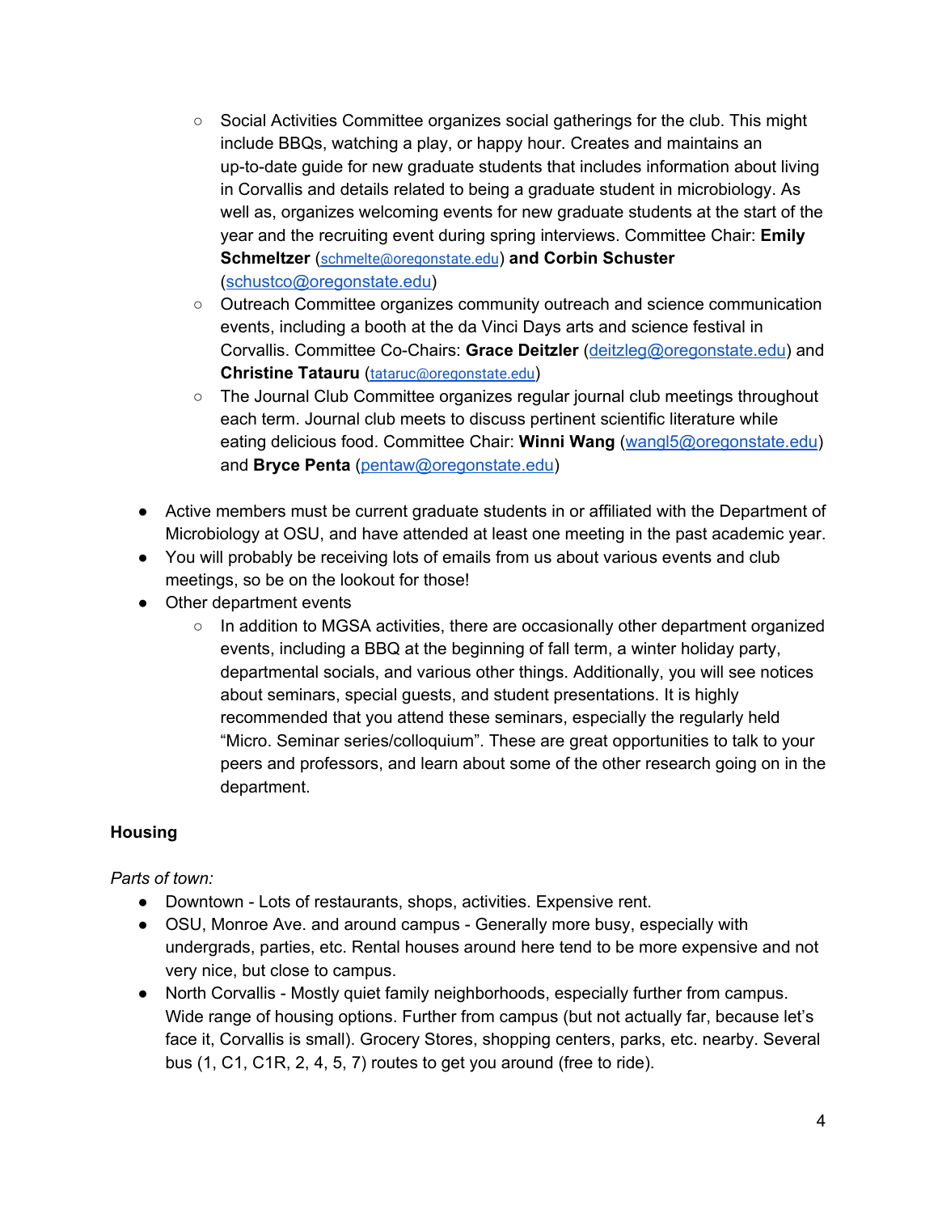- Social Activities Committee organizes social gatherings for the club. This might include BBQs, watching a play, or happy hour. Creates and maintains an up-to-date guide for new graduate students that includes information about living in Corvallis and details related to being a graduate student in microbiology. As well as, organizes welcoming events for new graduate students at the start of the year and the recruiting event during spring interviews. Committee Chair: **Emily Schmeltzer** (schmelte@oregonstate.edu) **and Corbin Schuster** (schustco@oregonstate.edu)
  - Outreach Committee organizes community outreach and science communication events, including a booth at the da Vinci Days arts and science festival in Corvallis. Committee Co-Chairs: **Grace Deitzler** (deitzleg@oregonstate.edu) and **Christine Tatauru** (tataruc@oregonstate.edu)
  - The Journal Club Committee organizes regular journal club meetings throughout each term. Journal club meets to discuss pertinent scientific literature while eating delicious food. Committee Chair: **Winni Wang** (wangl5@oregonstate.edu) and **Bryce Penta** (pentaw@oregonstate.edu)

- Active members must be current graduate students in or affiliated with the Department of Microbiology at OSU, and have attended at least one meeting in the past academic year.
- You will probably be receiving lots of emails from us about various events and club meetings, so be on the lookout for those!
- Other department events
  - In addition to MGSA activities, there are occasionally other department organized events, including a BBQ at the beginning of fall term, a winter holiday party, departmental socials, and various other things. Additionally, you will see notices about seminars, special guests, and student presentations. It is highly recommended that you attend these seminars, especially the regularly held "Micro. Seminar series/colloquium". These are great opportunities to talk to your peers and professors, and learn about some of the other research going on in the department.

### Housing

*Parts of town:*

- Downtown - Lots of restaurants, shops, activities. Expensive rent.
- OSU, Monroe Ave. and around campus - Generally more busy, especially with undergrads, parties, etc. Rental houses around here tend to be more expensive and not very nice, but close to campus.
- North Corvallis - Mostly quiet family neighborhoods, especially further from campus. Wide range of housing options. Further from campus (but not actually far, because let's face it, Corvallis is small). Grocery Stores, shopping centers, parks, etc. nearby. Several bus (1, C1, C1R, 2, 4, 5, 7) routes to get you around (free to ride).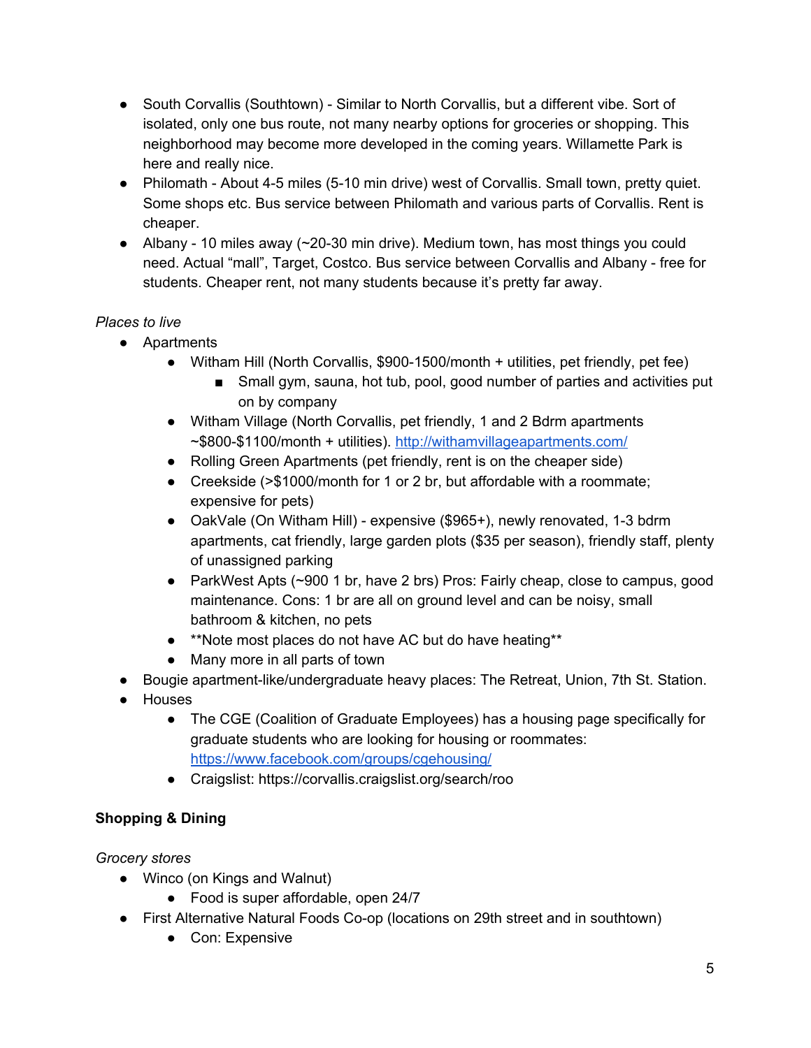- South Corvallis (Southtown) - Similar to North Corvallis, but a different vibe. Sort of isolated, only one bus route, not many nearby options for groceries or shopping. This neighborhood may become more developed in the coming years. Willamette Park is here and really nice.
- Philomath - About 4-5 miles (5-10 min drive) west of Corvallis. Small town, pretty quiet. Some shops etc. Bus service between Philomath and various parts of Corvallis. Rent is cheaper.
- Albany - 10 miles away (~20-30 min drive). Medium town, has most things you could need. Actual "mall", Target, Costco. Bus service between Corvallis and Albany - free for students. Cheaper rent, not many students because it's pretty far away.

*Places to live*

- Apartments
    - Witham Hill (North Corvallis, $900-1500/month + utilities, pet friendly, pet fee)
        - Small gym, sauna, hot tub, pool, good number of parties and activities put on by company
    - Witham Village (North Corvallis, pet friendly, 1 and 2 Bdrm apartments ~$800-$1100/month + utilities). [http://withamvillageapartments.com/](http://withamvillageapartments.com/)
    - Rolling Green Apartments (pet friendly, rent is on the cheaper side)
    - Creekside (>$1000/month for 1 or 2 br, but affordable with a roommate; expensive for pets)
    - OakVale (On Witham Hill) - expensive ($965+), newly renovated, 1-3 bdrm apartments, cat friendly, large garden plots ($35 per season), friendly staff, plenty of unassigned parking
    - ParkWest Apts (~900 1 br, have 2 brs) Pros: Fairly cheap, close to campus, good maintenance. Cons: 1 br are all on ground level and can be noisy, small bathroom & kitchen, no pets
    - **Note most places do not have AC but do have heating**
    - Many more in all parts of town
- Bougie apartment-like/undergraduate heavy places: The Retreat, Union, 7th St. Station.
- Houses
    - The CGE (Coalition of Graduate Employees) has a housing page specifically for graduate students who are looking for housing or roommates: [https://www.facebook.com/groups/cgehousing/](https://www.facebook.com/groups/cgehousing/)
    - Craigslist: https://corvallis.craigslist.org/search/roo

**Shopping & Dining**

*Grocery stores*

- Winco (on Kings and Walnut)
    - Food is super affordable, open 24/7
- First Alternative Natural Foods Co-op (locations on 29th street and in southtown)
    - Con: Expensive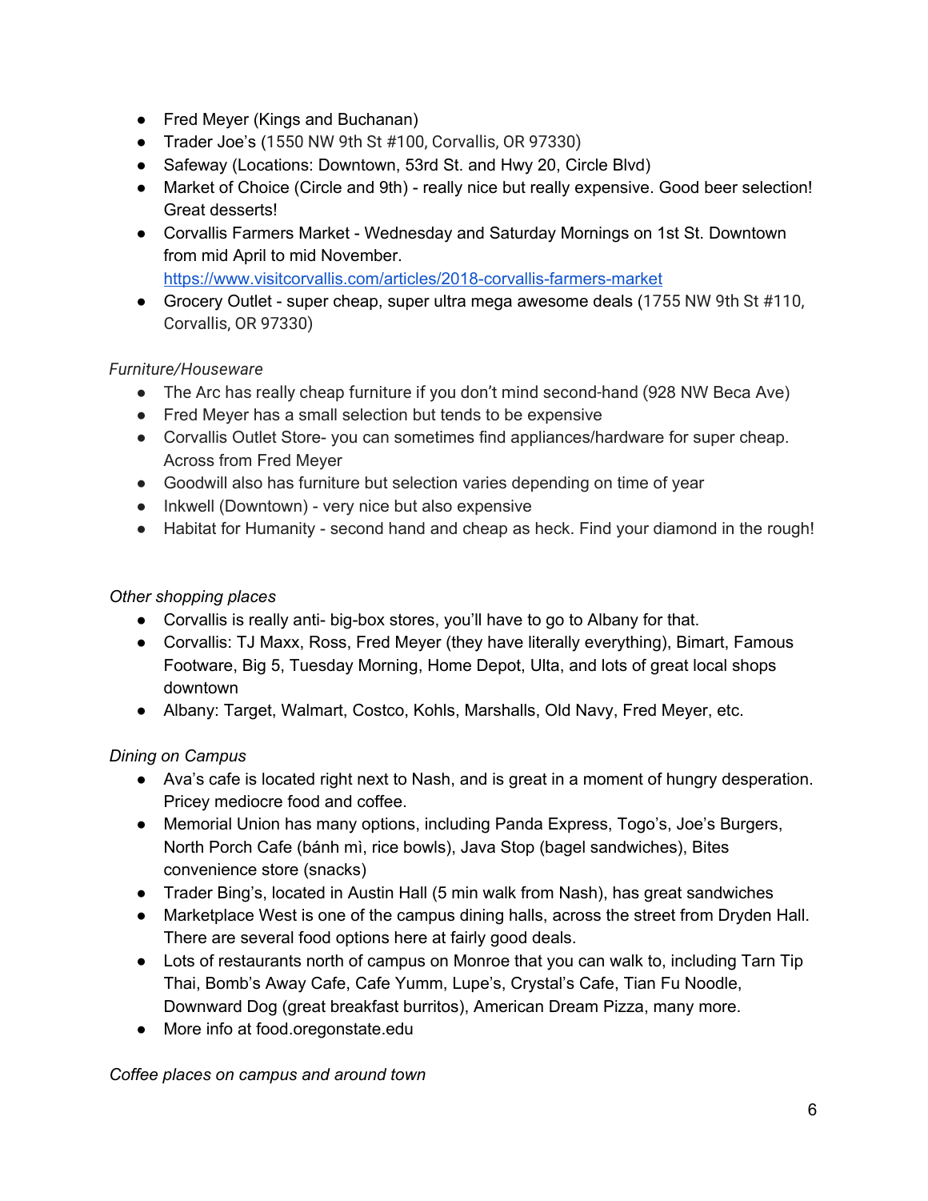- Fred Meyer (Kings and Buchanan)
- Trader Joe's (1550 NW 9th St #100, Corvallis, OR 97330)
- Safeway (Locations: Downtown, 53rd St. and Hwy 20, Circle Blvd)
- Market of Choice (Circle and 9th) - really nice but really expensive. Good beer selection! Great desserts!
- Corvallis Farmers Market - Wednesday and Saturday Mornings on 1st St. Downtown from mid April to mid November. https://www.visitcorvallis.com/articles/2018-corvallis-farmers-market
- Grocery Outlet - super cheap, super ultra mega awesome deals (1755 NW 9th St #110, Corvallis, OR 97330)

*Furniture/Houseware*

- The Arc has really cheap furniture if you don't mind second-hand (928 NW Beca Ave)
- Fred Meyer has a small selection but tends to be expensive
- Corvallis Outlet Store- you can sometimes find appliances/hardware for super cheap. Across from Fred Meyer
- Goodwill also has furniture but selection varies depending on time of year
- Inkwell (Downtown) - very nice but also expensive
- Habitat for Humanity - second hand and cheap as heck. Find your diamond in the rough!

*Other shopping places*

- Corvallis is really anti- big-box stores, you'll have to go to Albany for that.
- Corvallis: TJ Maxx, Ross, Fred Meyer (they have literally everything), Bimart, Famous Footware, Big 5, Tuesday Morning, Home Depot, Ulta, and lots of great local shops downtown
- Albany: Target, Walmart, Costco, Kohls, Marshalls, Old Navy, Fred Meyer, etc.

*Dining on Campus*

- Ava's cafe is located right next to Nash, and is great in a moment of hungry desperation. Pricey mediocre food and coffee.
- Memorial Union has many options, including Panda Express, Togo's, Joe's Burgers, North Porch Cafe (bánh mì, rice bowls), Java Stop (bagel sandwiches), Bites convenience store (snacks)
- Trader Bing's, located in Austin Hall (5 min walk from Nash), has great sandwiches
- Marketplace West is one of the campus dining halls, across the street from Dryden Hall. There are several food options here at fairly good deals.
- Lots of restaurants north of campus on Monroe that you can walk to, including Tarn Tip Thai, Bomb's Away Cafe, Cafe Yumm, Lupe's, Crystal's Cafe, Tian Fu Noodle, Downward Dog (great breakfast burritos), American Dream Pizza, many more.
- More info at food.oregonstate.edu

*Coffee places on campus and around town*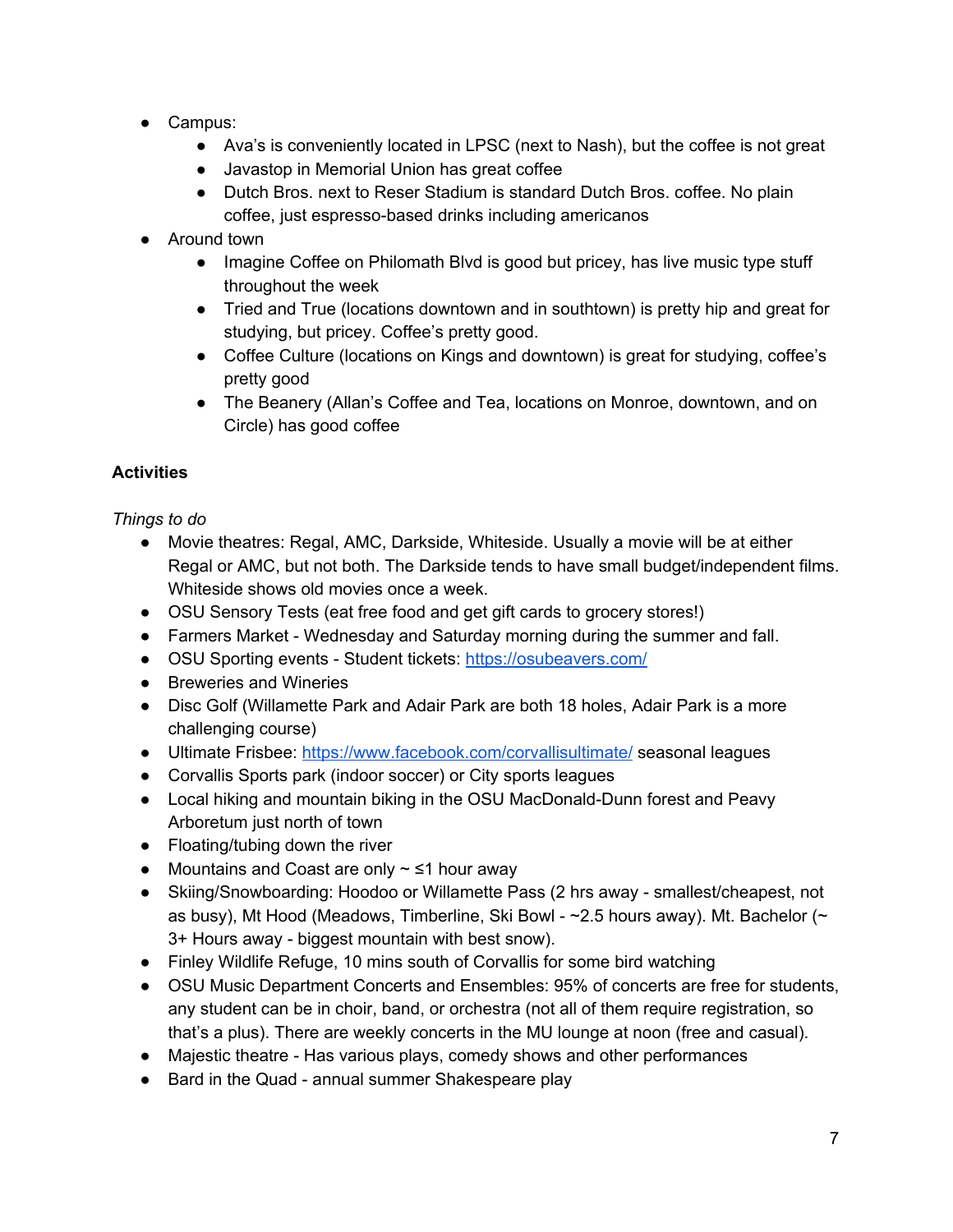- Campus:
    - Ava's is conveniently located in LPSC (next to Nash), but the coffee is not great
    - Javastop in Memorial Union has great coffee
    - Dutch Bros. next to Reser Stadium is standard Dutch Bros. coffee. No plain coffee, just espresso-based drinks including americanos
- Around town
    - Imagine Coffee on Philomath Blvd is good but pricey, has live music type stuff throughout the week
    - Tried and True (locations downtown and in southtown) is pretty hip and great for studying, but pricey. Coffee's pretty good.
    - Coffee Culture (locations on Kings and downtown) is great for studying, coffee's pretty good
    - The Beanery (Allan's Coffee and Tea, locations on Monroe, downtown, and on Circle) has good coffee

**Activities**

*Things to do*

- Movie theatres: Regal, AMC, Darkside, Whiteside. Usually a movie will be at either Regal or AMC, but not both. The Darkside tends to have small budget/independent films. Whiteside shows old movies once a week.
- OSU Sensory Tests (eat free food and get gift cards to grocery stores!)
- Farmers Market - Wednesday and Saturday morning during the summer and fall.
- OSU Sporting events - Student tickets: [https://osubeavers.com/](https://osubeavers.com/)
- Breweries and Wineries
- Disc Golf (Willamette Park and Adair Park are both 18 holes, Adair Park is a more challenging course)
- Ultimate Frisbee: [https://www.facebook.com/corvallisultimate/](https://www.facebook.com/corvallisultimate/) seasonal leagues
- Corvallis Sports park (indoor soccer) or City sports leagues
- Local hiking and mountain biking in the OSU MacDonald-Dunn forest and Peavy Arboretum just north of town
- Floating/tubing down the river
- Mountains and Coast are only ~ ≤1 hour away
- Skiing/Snowboarding: Hoodoo or Willamette Pass (2 hrs away - smallest/cheapest, not as busy), Mt Hood (Meadows, Timberline, Ski Bowl - ~2.5 hours away). Mt. Bachelor (~ 3+ Hours away - biggest mountain with best snow).
- Finley Wildlife Refuge, 10 mins south of Corvallis for some bird watching
- OSU Music Department Concerts and Ensembles: 95% of concerts are free for students, any student can be in choir, band, or orchestra (not all of them require registration, so that's a plus). There are weekly concerts in the MU lounge at noon (free and casual).
- Majestic theatre - Has various plays, comedy shows and other performances
- Bard in the Quad - annual summer Shakespeare play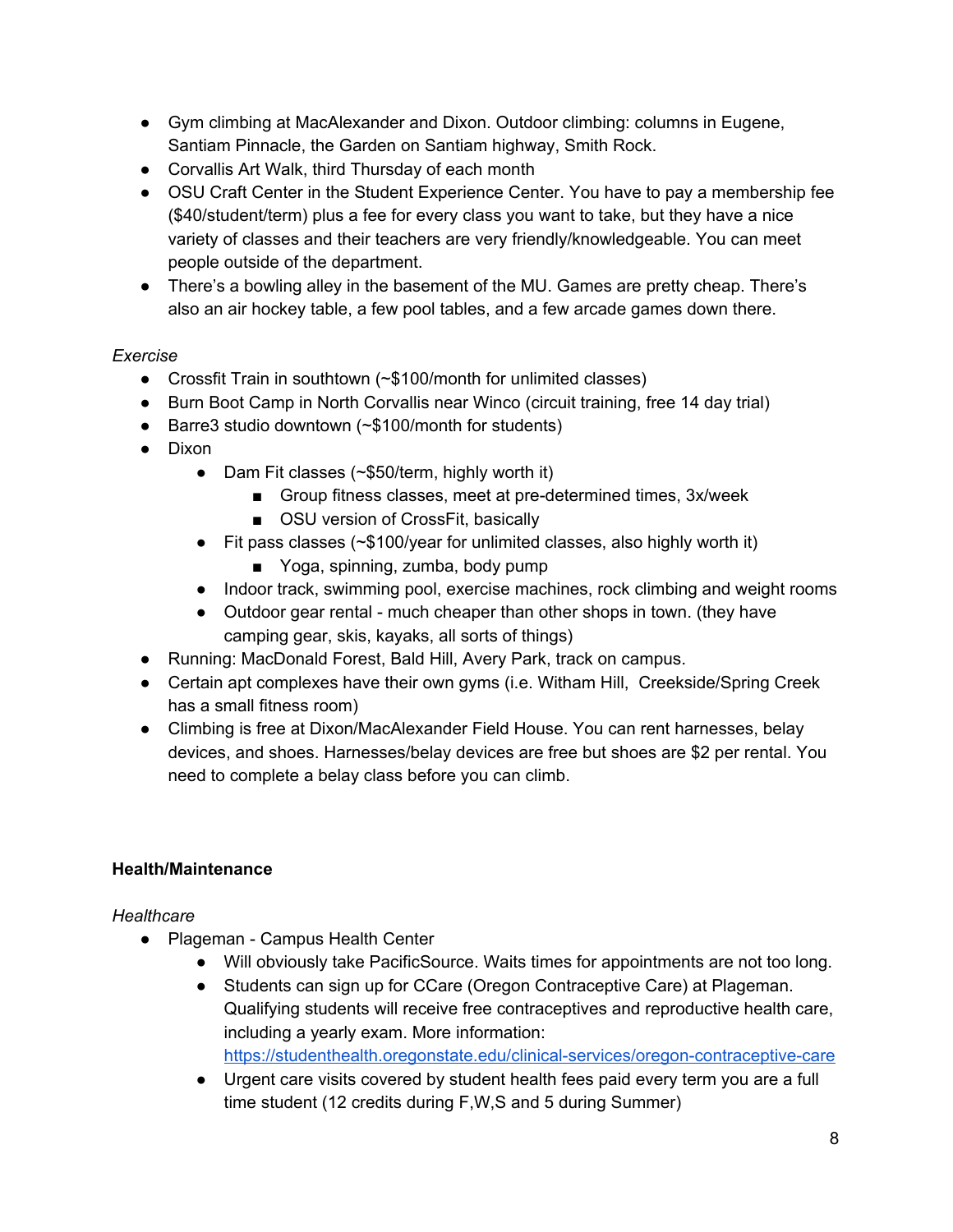- Gym climbing at MacAlexander and Dixon. Outdoor climbing: columns in Eugene, Santiam Pinnacle, the Garden on Santiam highway, Smith Rock.
- Corvallis Art Walk, third Thursday of each month
- OSU Craft Center in the Student Experience Center. You have to pay a membership fee ($40/student/term) plus a fee for every class you want to take, but they have a nice variety of classes and their teachers are very friendly/knowledgeable. You can meet people outside of the department.
- There's a bowling alley in the basement of the MU. Games are pretty cheap. There's also an air hockey table, a few pool tables, and a few arcade games down there.

*Exercise*

- Crossfit Train in southtown (~$100/month for unlimited classes)
- Burn Boot Camp in North Corvallis near Winco (circuit training, free 14 day trial)
- Barre3 studio downtown (~$100/month for students)
- Dixon
    - Dam Fit classes (~$50/term, highly worth it)
        - Group fitness classes, meet at pre-determined times, 3x/week
        - OSU version of CrossFit, basically
    - Fit pass classes (~$100/year for unlimited classes, also highly worth it)
        - Yoga, spinning, zumba, body pump
    - Indoor track, swimming pool, exercise machines, rock climbing and weight rooms
    - Outdoor gear rental - much cheaper than other shops in town. (they have camping gear, skis, kayaks, all sorts of things)
- Running: MacDonald Forest, Bald Hill, Avery Park, track on campus.
- Certain apt complexes have their own gyms (i.e. Witham Hill,  Creekside/Spring Creek has a small fitness room)
- Climbing is free at Dixon/MacAlexander Field House. You can rent harnesses, belay devices, and shoes. Harnesses/belay devices are free but shoes are $2 per rental. You need to complete a belay class before you can climb.

**Health/Maintenance**

*Healthcare*

- Plageman - Campus Health Center
    - Will obviously take PacificSource. Waits times for appointments are not too long.
    - Students can sign up for CCare (Oregon Contraceptive Care) at Plageman. Qualifying students will receive free contraceptives and reproductive health care, including a yearly exam. More information: https://studenthealth.oregonstate.edu/clinical-services/oregon-contraceptive-care
    - Urgent care visits covered by student health fees paid every term you are a full time student (12 credits during F,W,S and 5 during Summer)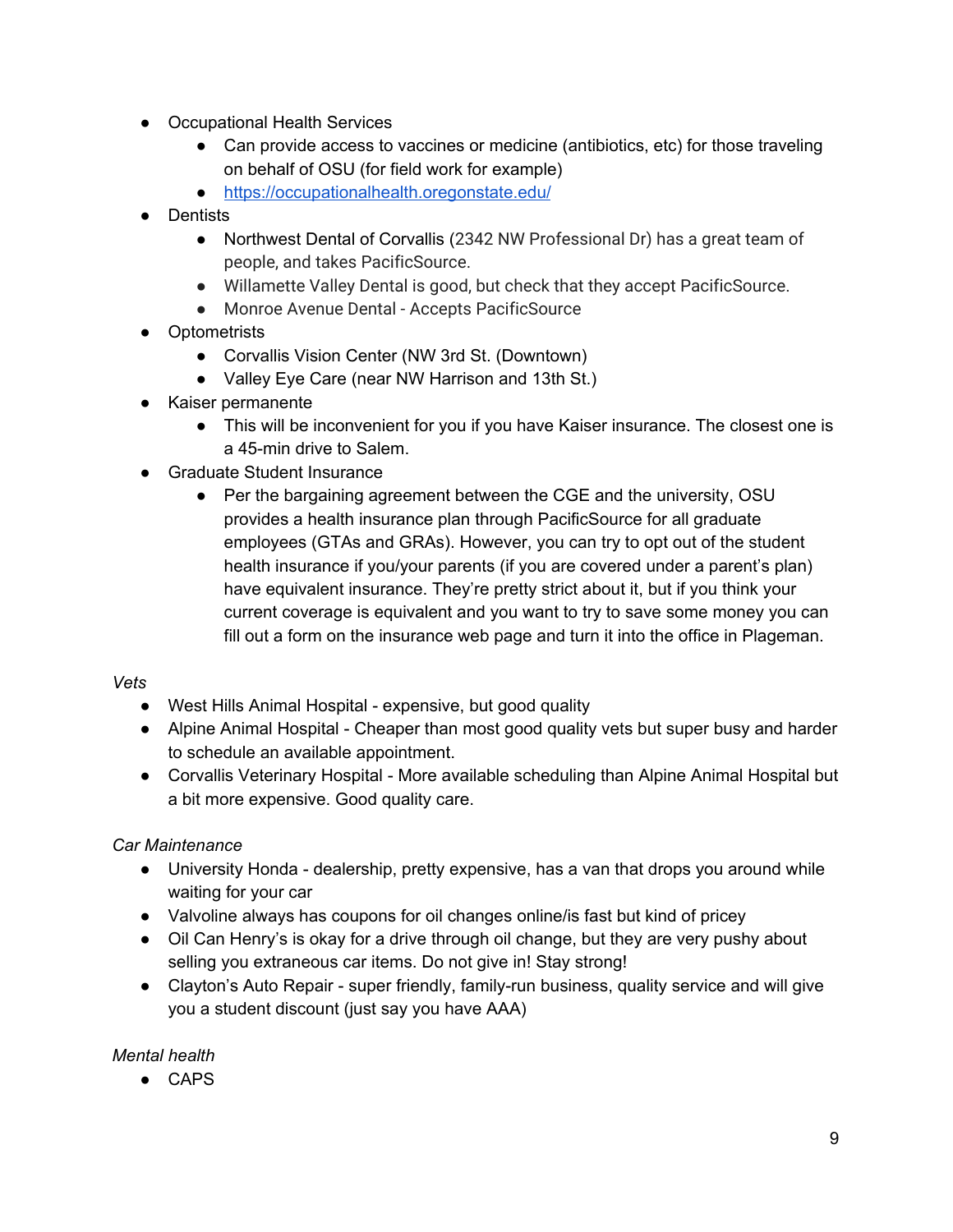- Occupational Health Services
    - Can provide access to vaccines or medicine (antibiotics, etc) for those traveling on behalf of OSU (for field work for example)
    - [https://occupationalhealth.oregonstate.edu/](https://occupationalhealth.oregonstate.edu/)
- Dentists
    - Northwest Dental of Corvallis (2342 NW Professional Dr) has a great team of people, and takes PacificSource.
    - Willamette Valley Dental is good, but check that they accept PacificSource.
    - Monroe Avenue Dental - Accepts PacificSource
- Optometrists
    - Corvallis Vision Center (NW 3rd St. (Downtown)
    - Valley Eye Care (near NW Harrison and 13th St.)
- Kaiser permanente
    - This will be inconvenient for you if you have Kaiser insurance. The closest one is a 45-min drive to Salem.
- Graduate Student Insurance
    - Per the bargaining agreement between the CGE and the university, OSU provides a health insurance plan through PacificSource for all graduate employees (GTAs and GRAs). However, you can try to opt out of the student health insurance if you/your parents (if you are covered under a parent's plan) have equivalent insurance. They're pretty strict about it, but if you think your current coverage is equivalent and you want to try to save some money you can fill out a form on the insurance web page and turn it into the office in Plageman.

*Vets*

- West Hills Animal Hospital - expensive, but good quality
- Alpine Animal Hospital - Cheaper than most good quality vets but super busy and harder to schedule an available appointment.
- Corvallis Veterinary Hospital - More available scheduling than Alpine Animal Hospital but a bit more expensive. Good quality care.

*Car Maintenance*

- University Honda - dealership, pretty expensive, has a van that drops you around while waiting for your car
- Valvoline always has coupons for oil changes online/is fast but kind of pricey
- Oil Can Henry's is okay for a drive through oil change, but they are very pushy about selling you extraneous car items. Do not give in! Stay strong!
- Clayton's Auto Repair - super friendly, family-run business, quality service and will give you a student discount (just say you have AAA)

*Mental health*

- CAPS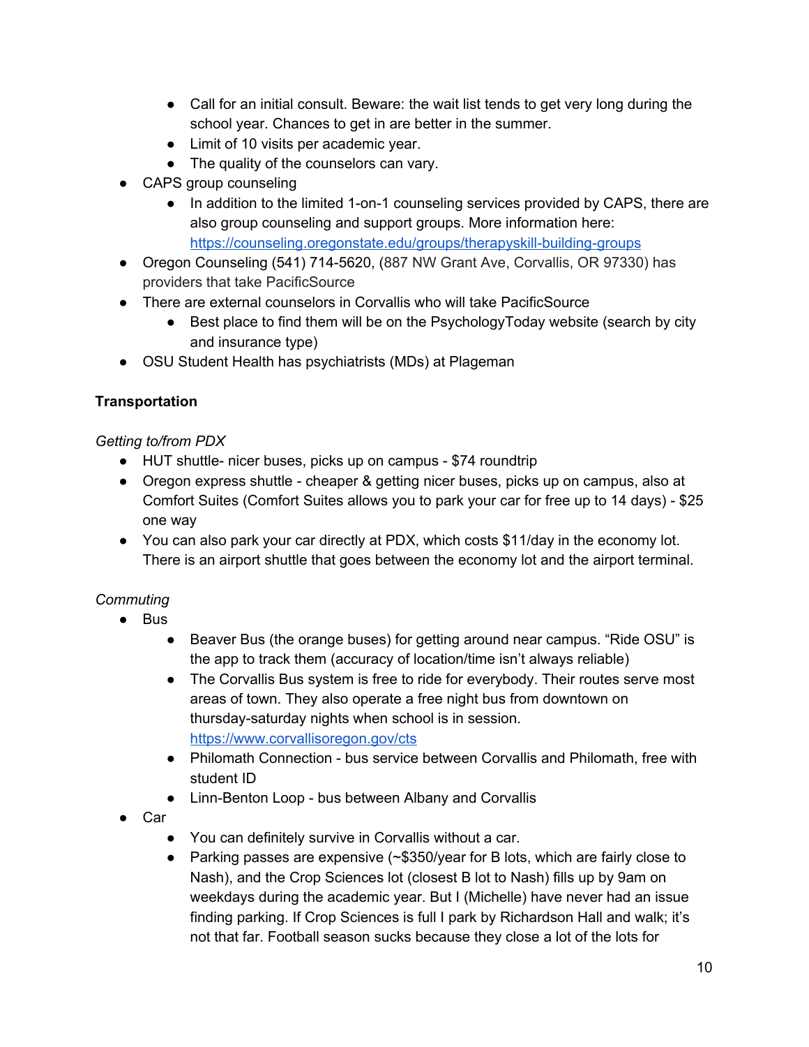- Call for an initial consult. Beware: the wait list tends to get very long during the school year. Chances to get in are better in the summer.
    - Limit of 10 visits per academic year.
    - The quality of the counselors can vary.
- CAPS group counseling
    - In addition to the limited 1-on-1 counseling services provided by CAPS, there are also group counseling and support groups. More information here: [https://counseling.oregonstate.edu/groups/therapyskill-building-groups](https://counseling.oregonstate.edu/groups/therapyskill-building-groups)
- Oregon Counseling (541) 714-5620, (887 NW Grant Ave, Corvallis, OR 97330) has providers that take PacificSource
- There are external counselors in Corvallis who will take PacificSource
    - Best place to find them will be on the PsychologyToday website (search by city and insurance type)
- OSU Student Health has psychiatrists (MDs) at Plageman

**Transportation**

*Getting to/from PDX*

- HUT shuttle- nicer buses, picks up on campus - $74 roundtrip
- Oregon express shuttle - cheaper & getting nicer buses, picks up on campus, also at Comfort Suites (Comfort Suites allows you to park your car for free up to 14 days) - $25 one way
- You can also park your car directly at PDX, which costs $11/day in the economy lot. There is an airport shuttle that goes between the economy lot and the airport terminal.

*Commuting*

- Bus
    - Beaver Bus (the orange buses) for getting around near campus. "Ride OSU" is the app to track them (accuracy of location/time isn't always reliable)
    - The Corvallis Bus system is free to ride for everybody. Their routes serve most areas of town. They also operate a free night bus from downtown on thursday-saturday nights when school is in session. [https://www.corvallisoregon.gov/cts](https://www.corvallisoregon.gov/cts)
    - Philomath Connection - bus service between Corvallis and Philomath, free with student ID
    - Linn-Benton Loop - bus between Albany and Corvallis
- Car
    - You can definitely survive in Corvallis without a car.
    - Parking passes are expensive (~$350/year for B lots, which are fairly close to Nash), and the Crop Sciences lot (closest B lot to Nash) fills up by 9am on weekdays during the academic year. But I (Michelle) have never had an issue finding parking. If Crop Sciences is full I park by Richardson Hall and walk; it's not that far. Football season sucks because they close a lot of the lots for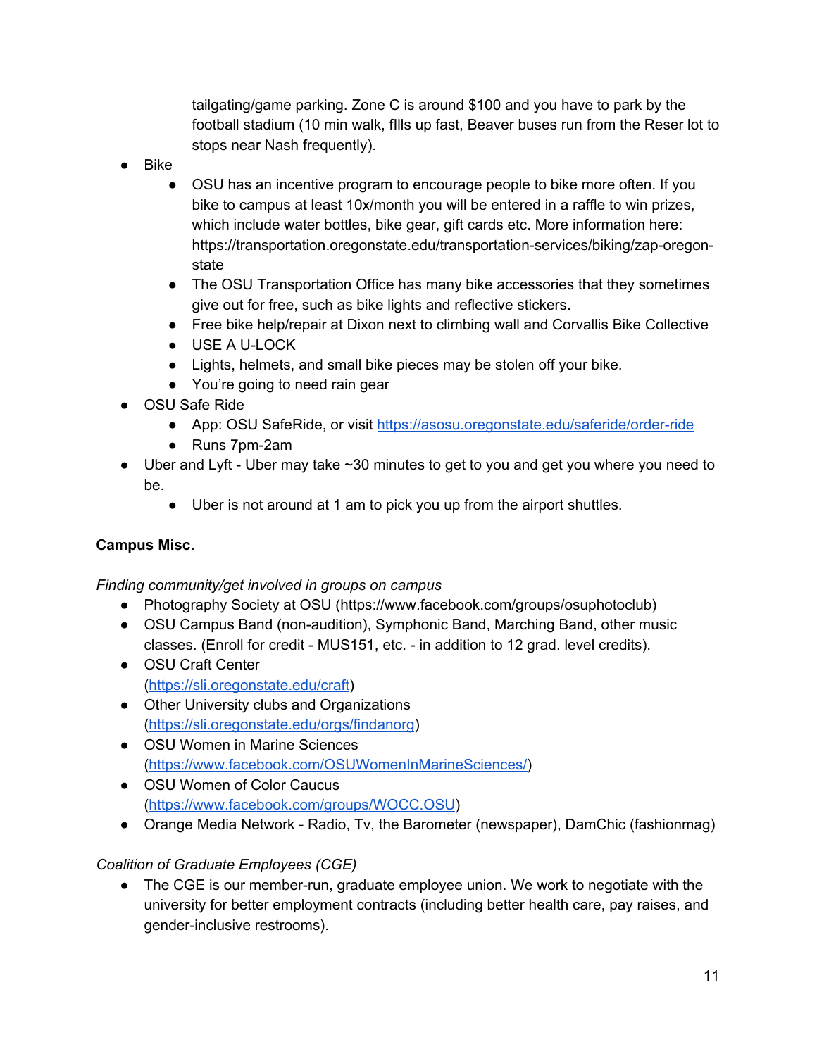tailgating/game parking. Zone C is around $100 and you have to park by the football stadium (10 min walk, fIlls up fast, Beaver buses run from the Reser lot to stops near Nash frequently).

- Bike
    - OSU has an incentive program to encourage people to bike more often. If you bike to campus at least 10x/month you will be entered in a raffle to win prizes, which include water bottles, bike gear, gift cards etc. More information here: https://transportation.oregonstate.edu/transportation-services/biking/zap-oregon-state
    - The OSU Transportation Office has many bike accessories that they sometimes give out for free, such as bike lights and reflective stickers.
    - Free bike help/repair at Dixon next to climbing wall and Corvallis Bike Collective
    - USE A U-LOCK
    - Lights, helmets, and small bike pieces may be stolen off your bike.
    - You're going to need rain gear
- OSU Safe Ride
    - App: OSU SafeRide, or visit [https://asosu.oregonstate.edu/saferide/order-ride](https://asosu.oregonstate.edu/saferide/order-ride)
    - Runs 7pm-2am
- Uber and Lyft - Uber may take ~30 minutes to get to you and get you where you need to be.
    - Uber is not around at 1 am to pick you up from the airport shuttles.

**Campus Misc.**

*Finding community/get involved in groups on campus*

- Photography Society at OSU (https://www.facebook.com/groups/osuphotoclub)
- OSU Campus Band (non-audition), Symphonic Band, Marching Band, other music classes. (Enroll for credit - MUS151, etc. - in addition to 12 grad. level credits).
- OSU Craft Center ([https://sli.oregonstate.edu/craft](https://sli.oregonstate.edu/craft))
- Other University clubs and Organizations ([https://sli.oregonstate.edu/orgs/findanorg](https://sli.oregonstate.edu/orgs/findanorg))
- OSU Women in Marine Sciences ([https://www.facebook.com/OSUWomenInMarineSciences/](https://www.facebook.com/OSUWomenInMarineSciences/))
- OSU Women of Color Caucus ([https://www.facebook.com/groups/WOCC.OSU](https://www.facebook.com/groups/WOCC.OSU))
- Orange Media Network - Radio, Tv, the Barometer (newspaper), DamChic (fashionmag)

*Coalition of Graduate Employees (CGE)*

- The CGE is our member-run, graduate employee union. We work to negotiate with the university for better employment contracts (including better health care, pay raises, and gender-inclusive restrooms).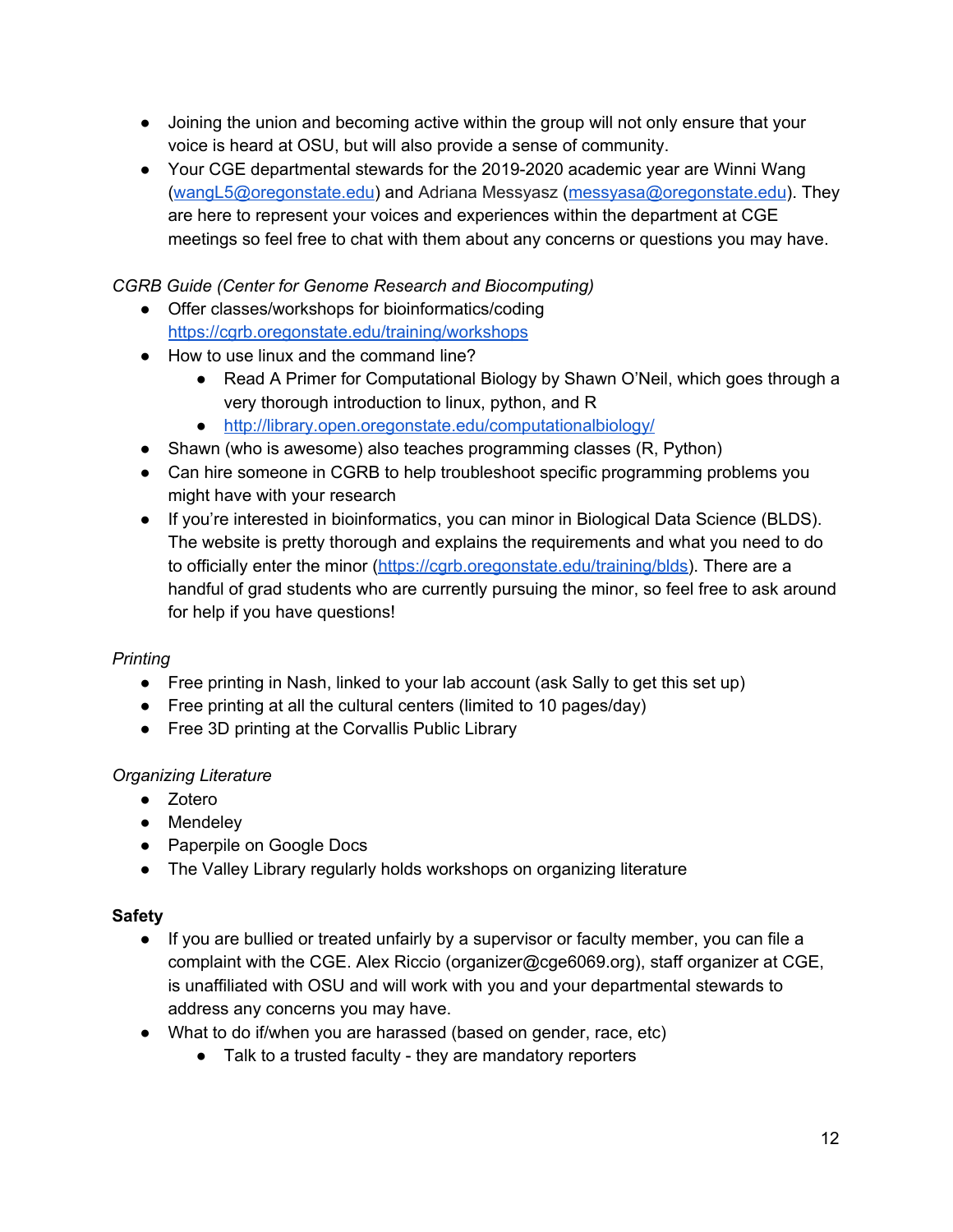- Joining the union and becoming active within the group will not only ensure that your voice is heard at OSU, but will also provide a sense of community.
- Your CGE departmental stewards for the 2019-2020 academic year are Winni Wang (wangL5@oregonstate.edu) and Adriana Messyasz (messyasa@oregonstate.edu). They are here to represent your voices and experiences within the department at CGE meetings so feel free to chat with them about any concerns or questions you may have.

*CGRB Guide (Center for Genome Research and Biocomputing)*

- Offer classes/workshops for bioinformatics/coding https://cgrb.oregonstate.edu/training/workshops
- How to use linux and the command line?
  - Read A Primer for Computational Biology by Shawn O'Neil, which goes through a very thorough introduction to linux, python, and R
  - http://library.open.oregonstate.edu/computationalbiology/
- Shawn (who is awesome) also teaches programming classes (R, Python)
- Can hire someone in CGRB to help troubleshoot specific programming problems you might have with your research
- If you're interested in bioinformatics, you can minor in Biological Data Science (BLDS). The website is pretty thorough and explains the requirements and what you need to do to officially enter the minor (https://cgrb.oregonstate.edu/training/blds). There are a handful of grad students who are currently pursuing the minor, so feel free to ask around for help if you have questions!

*Printing*

- Free printing in Nash, linked to your lab account (ask Sally to get this set up)
- Free printing at all the cultural centers (limited to 10 pages/day)
- Free 3D printing at the Corvallis Public Library

*Organizing Literature*

- Zotero
- Mendeley
- Paperpile on Google Docs
- The Valley Library regularly holds workshops on organizing literature

**Safety**

- If you are bullied or treated unfairly by a supervisor or faculty member, you can file a complaint with the CGE. Alex Riccio (organizer@cge6069.org), staff organizer at CGE, is unaffiliated with OSU and will work with you and your departmental stewards to address any concerns you may have.
- What to do if/when you are harassed (based on gender, race, etc)
  - Talk to a trusted faculty - they are mandatory reporters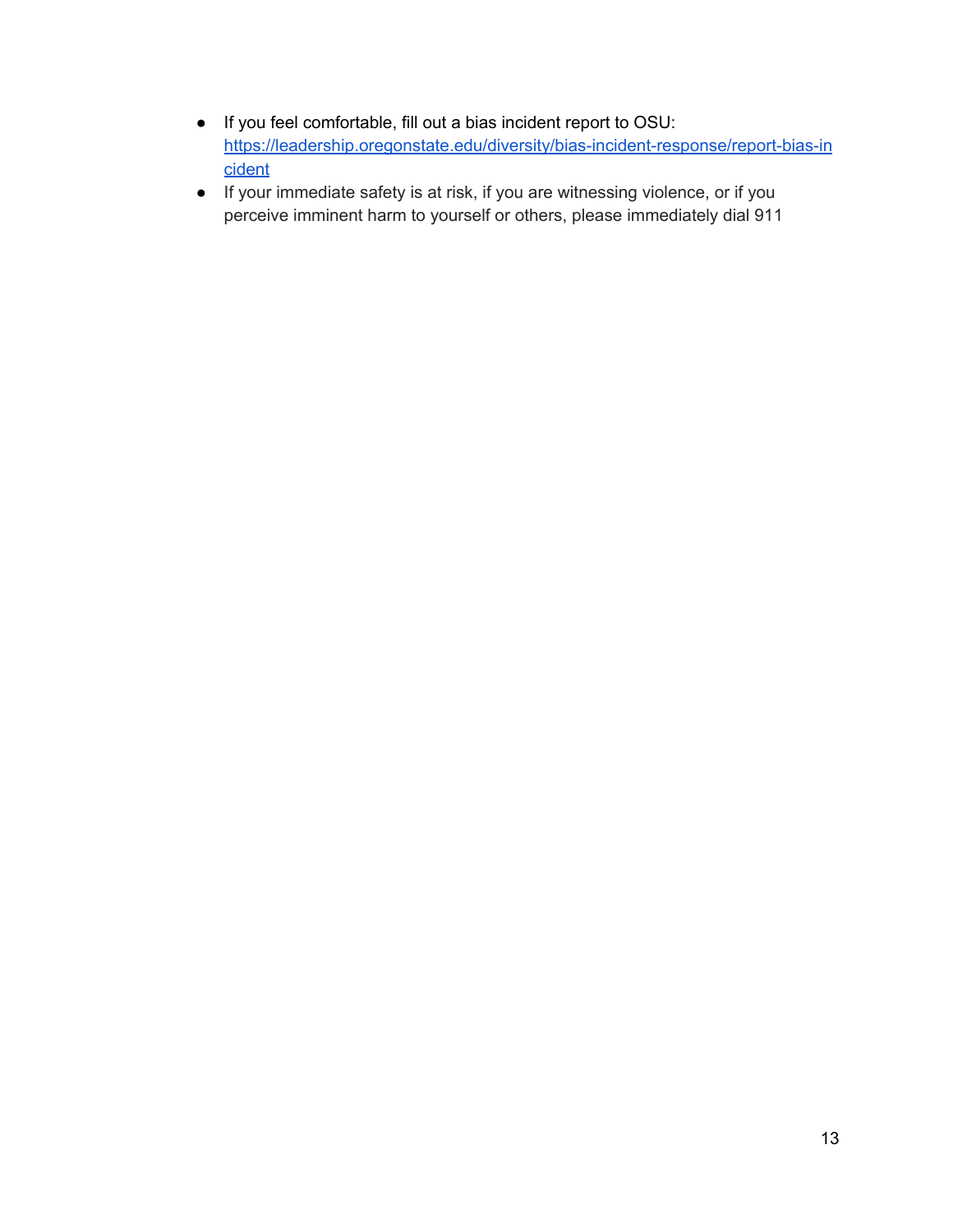- If you feel comfortable, fill out a bias incident report to OSU: [https://leadership.oregonstate.edu/diversity/bias-incident-response/report-bias-incident](https://leadership.oregonstate.edu/diversity/bias-incident-response/report-bias-incident)
- If your immediate safety is at risk, if you are witnessing violence, or if you perceive imminent harm to yourself or others, please immediately dial 911